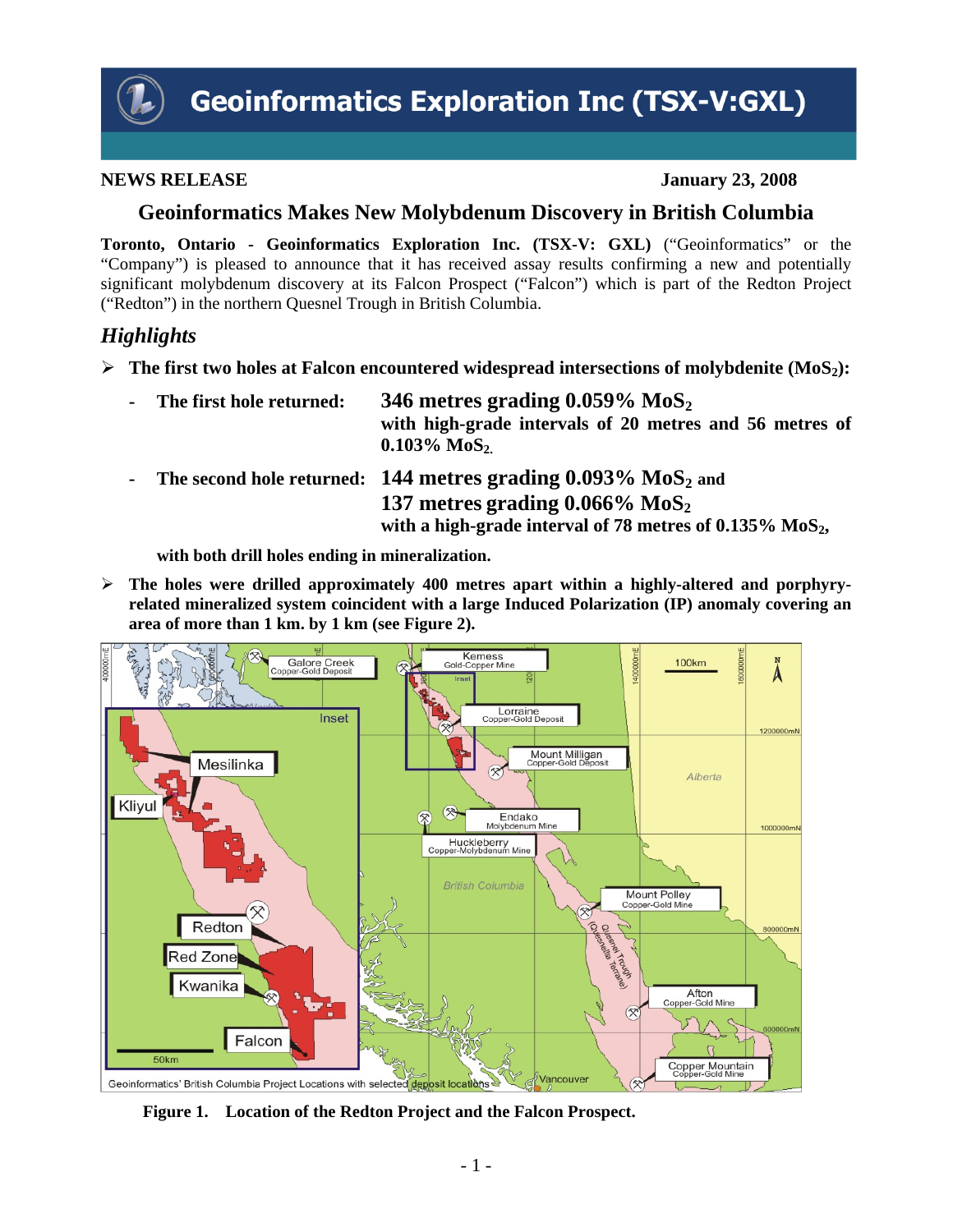# Geoinformatics Exploration Inc (TSX-V:GXL)

**NEWS RELEASE** **January 23, 2008**

## Geoinformatics Makes New Molybdenum Discovery in British Columbia

**Toronto, Ontario - Geoinformatics Exploration Inc. (TSX-V: GXL)** ("Geoinformatics" or the "Company") is pleased to announce that it has received assay results confirming a new and potentially significant molybdenum discovery at its Falcon Prospect ("Falcon") which is part of the Redton Project ("Redton") in the northern Quesnel Trough in British Columbia.

## *Highlights*

- **The first two holes at Falcon encountered widespread intersections of molybdenite ($MoS_2$):**
  - **The first hole returned:** **346 metres grading 0.059% $MoS_2$ with high-grade intervals of 20 metres and 56 metres of 0.103% $MoS_2$.**
  - **The second hole returned:** **144 metres grading 0.093% $MoS_2$ and 137 metres grading 0.066% $MoS_2$ with a high-grade interval of 78 metres of 0.135% $MoS_2$,**

  **with both drill holes ending in mineralization.**

- **The holes were drilled approximately 400 metres apart within a highly-altered and porphyry-related mineralized system coincident with a large Induced Polarization (IP) anomaly covering an area of more than 1 km. by 1 km (see Figure 2).**

**Figure 1. Location of the Redton Project and the Falcon Prospect.**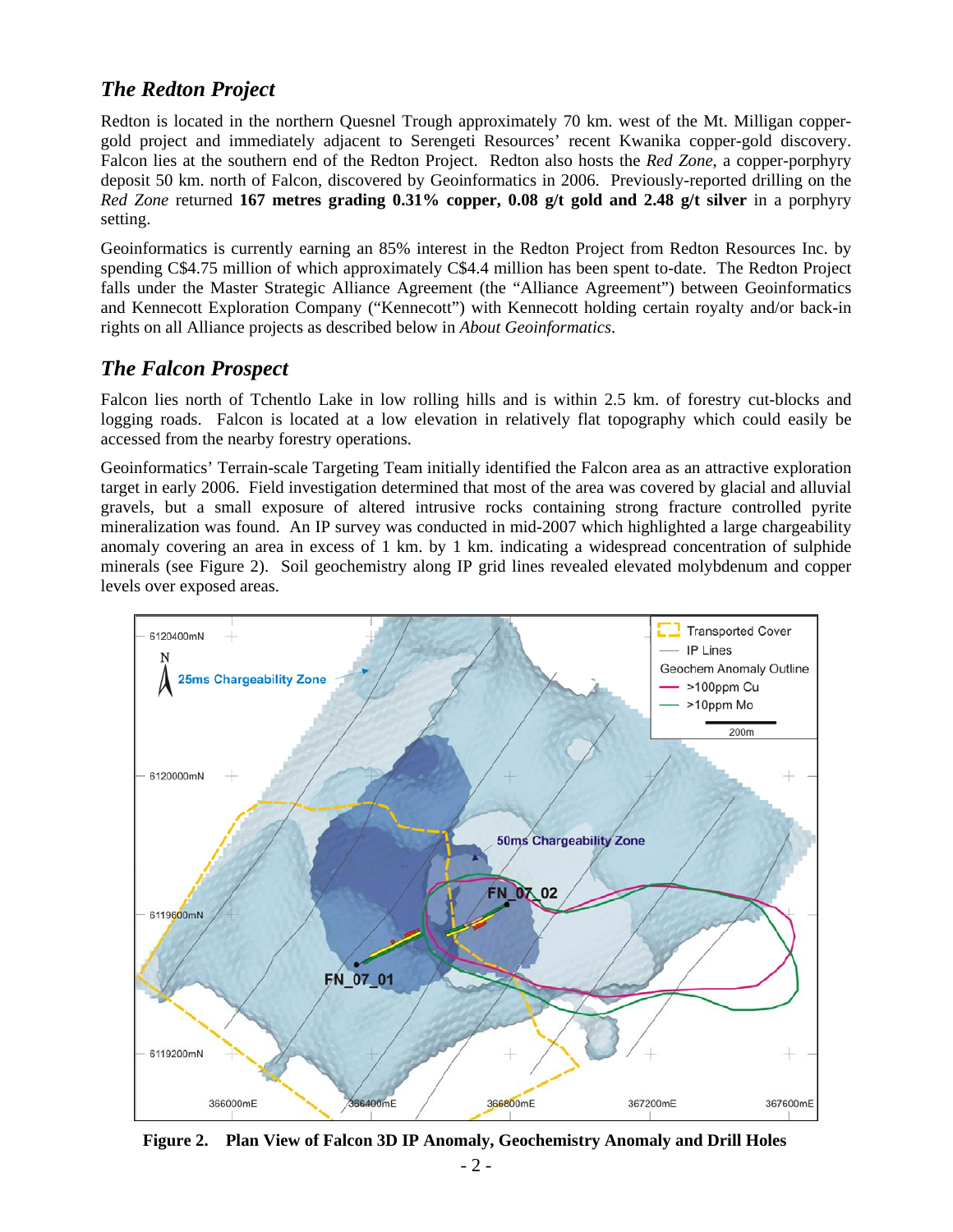## *The Redton Project*

Redton is located in the northern Quesnel Trough approximately 70 km. west of the Mt. Milligan copper-gold project and immediately adjacent to Serengeti Resources' recent Kwanika copper-gold discovery. Falcon lies at the southern end of the Redton Project. Redton also hosts the *Red Zone*, a copper-porphyry deposit 50 km. north of Falcon, discovered by Geoinformatics in 2006. Previously-reported drilling on the *Red Zone* returned **167 metres grading 0.31% copper, 0.08 g/t gold and 2.48 g/t silver** in a porphyry setting.

Geoinformatics is currently earning an 85% interest in the Redton Project from Redton Resources Inc. by spending C$4.75 million of which approximately C$4.4 million has been spent to-date. The Redton Project falls under the Master Strategic Alliance Agreement (the "Alliance Agreement") between Geoinformatics and Kennecott Exploration Company ("Kennecott") with Kennecott holding certain royalty and/or back-in rights on all Alliance projects as described below in *About Geoinformatics*.

## *The Falcon Prospect*

Falcon lies north of Tchentlo Lake in low rolling hills and is within 2.5 km. of forestry cut-blocks and logging roads. Falcon is located at a low elevation in relatively flat topography which could easily be accessed from the nearby forestry operations.

Geoinformatics' Terrain-scale Targeting Team initially identified the Falcon area as an attractive exploration target in early 2006. Field investigation determined that most of the area was covered by glacial and alluvial gravels, but a small exposure of altered intrusive rocks containing strong fracture controlled pyrite mineralization was found. An IP survey was conducted in mid-2007 which highlighted a large chargeability anomaly covering an area in excess of 1 km. by 1 km. indicating a widespread concentration of sulphide minerals (see Figure 2). Soil geochemistry along IP grid lines revealed elevated molybdenum and copper levels over exposed areas.

**Figure 2. Plan View of Falcon 3D IP Anomaly, Geochemistry Anomaly and Drill Holes**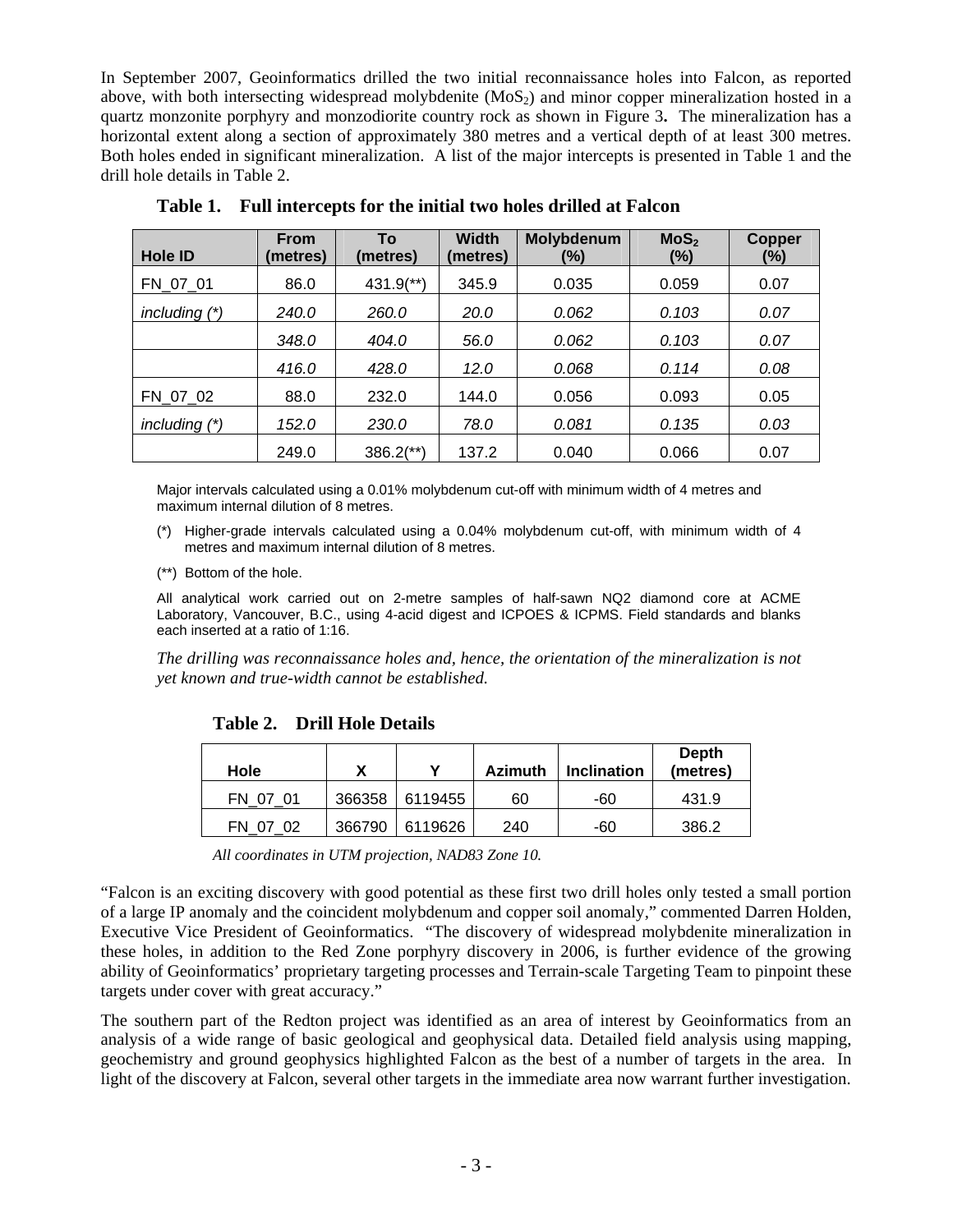In September 2007, Geoinformatics drilled the two initial reconnaissance holes into Falcon, as reported above, with both intersecting widespread molybdenite ($MoS_2$) and minor copper mineralization hosted in a quartz monzonite porphyry and monzodiorite country rock as shown in Figure 3**.** The mineralization has a horizontal extent along a section of approximately 380 metres and a vertical depth of at least 300 metres. Both holes ended in significant mineralization. A list of the major intercepts is presented in Table 1 and the drill hole details in Table 2.

**Table 1. Full intercepts for the initial two holes drilled at Falcon**

| Hole ID | From (metres) | To (metres) | Width (metres) | Molybdenum (%) | $MoS_2$ (%) | Copper (%) |
|---|---|---|---|---|---|---|
| FN_07_01 | 86.0 | 431.9(**) | 345.9 | 0.035 | 0.059 | 0.07 |
| *including (*)* | *240.0* | *260.0* | *20.0* | *0.062* | *0.103* | *0.07* |
| | *348.0* | *404.0* | *56.0* | *0.062* | *0.103* | *0.07* |
| | *416.0* | *428.0* | *12.0* | *0.068* | *0.114* | *0.08* |
| FN_07_02 | 88.0 | 232.0 | 144.0 | 0.056 | 0.093 | 0.05 |
| *including (*)* | *152.0* | *230.0* | *78.0* | *0.081* | *0.135* | *0.03* |
| | 249.0 | 386.2(**) | 137.2 | 0.040 | 0.066 | 0.07 |

Major intervals calculated using a 0.01% molybdenum cut-off with minimum width of 4 metres and maximum internal dilution of 8 metres.

(*) Higher-grade intervals calculated using a 0.04% molybdenum cut-off, with minimum width of 4 metres and maximum internal dilution of 8 metres.

(**) Bottom of the hole.

All analytical work carried out on 2-metre samples of half-sawn NQ2 diamond core at ACME Laboratory, Vancouver, B.C., using 4-acid digest and ICPOES & ICPMS. Field standards and blanks each inserted at a ratio of 1:16.

*The drilling was reconnaissance holes and, hence, the orientation of the mineralization is not yet known and true-width cannot be established.*

**Table 2. Drill Hole Details**

| Hole | X | Y | Azimuth | Inclination | Depth (metres) |
|---|---|---|---|---|---|
| FN_07_01 | 366358 | 6119455 | 60 | -60 | 431.9 |
| FN_07_02 | 366790 | 6119626 | 240 | -60 | 386.2 |

*All coordinates in UTM projection, NAD83 Zone 10.*

"Falcon is an exciting discovery with good potential as these first two drill holes only tested a small portion of a large IP anomaly and the coincident molybdenum and copper soil anomaly," commented Darren Holden, Executive Vice President of Geoinformatics. "The discovery of widespread molybdenite mineralization in these holes, in addition to the Red Zone porphyry discovery in 2006, is further evidence of the growing ability of Geoinformatics' proprietary targeting processes and Terrain-scale Targeting Team to pinpoint these targets under cover with great accuracy."

The southern part of the Redton project was identified as an area of interest by Geoinformatics from an analysis of a wide range of basic geological and geophysical data. Detailed field analysis using mapping, geochemistry and ground geophysics highlighted Falcon as the best of a number of targets in the area. In light of the discovery at Falcon, several other targets in the immediate area now warrant further investigation.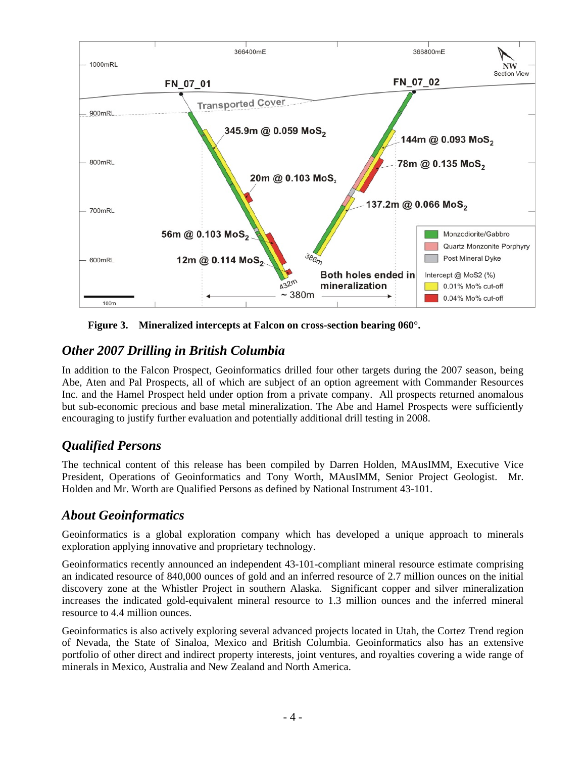**Figure 3. Mineralized intercepts at Falcon on cross-section bearing 060°.**

## *Other 2007 Drilling in British Columbia*

In addition to the Falcon Prospect, Geoinformatics drilled four other targets during the 2007 season, being Abe, Aten and Pal Prospects, all of which are subject of an option agreement with Commander Resources Inc. and the Hamel Prospect held under option from a private company. All prospects returned anomalous but sub-economic precious and base metal mineralization. The Abe and Hamel Prospects were sufficiently encouraging to justify further evaluation and potentially additional drill testing in 2008.

## *Qualified Persons*

The technical content of this release has been compiled by Darren Holden, MAusIMM, Executive Vice President, Operations of Geoinformatics and Tony Worth, MAusIMM, Senior Project Geologist. Mr. Holden and Mr. Worth are Qualified Persons as defined by National Instrument 43-101.

## *About Geoinformatics*

Geoinformatics is a global exploration company which has developed a unique approach to minerals exploration applying innovative and proprietary technology.

Geoinformatics recently announced an independent 43-101-compliant mineral resource estimate comprising an indicated resource of 840,000 ounces of gold and an inferred resource of 2.7 million ounces on the initial discovery zone at the Whistler Project in southern Alaska. Significant copper and silver mineralization increases the indicated gold-equivalent mineral resource to 1.3 million ounces and the inferred mineral resource to 4.4 million ounces.

Geoinformatics is also actively exploring several advanced projects located in Utah, the Cortez Trend region of Nevada, the State of Sinaloa, Mexico and British Columbia. Geoinformatics also has an extensive portfolio of other direct and indirect property interests, joint ventures, and royalties covering a wide range of minerals in Mexico, Australia and New Zealand and North America.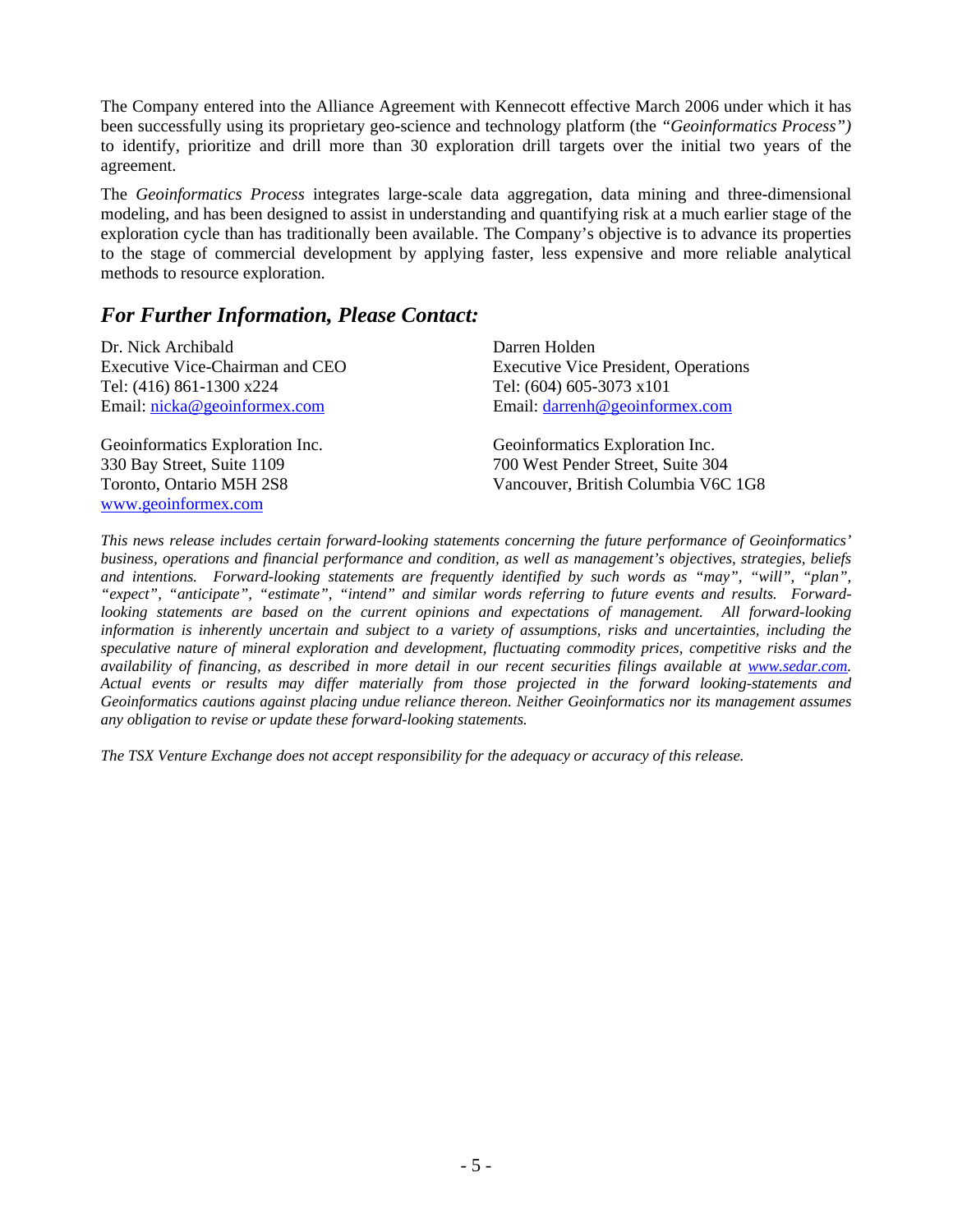The Company entered into the Alliance Agreement with Kennecott effective March 2006 under which it has been successfully using its proprietary geo-science and technology platform (the *"Geoinformatics Process")* to identify, prioritize and drill more than 30 exploration drill targets over the initial two years of the agreement.

The *Geoinformatics Process* integrates large-scale data aggregation, data mining and three-dimensional modeling, and has been designed to assist in understanding and quantifying risk at a much earlier stage of the exploration cycle than has traditionally been available. The Company's objective is to advance its properties to the stage of commercial development by applying faster, less expensive and more reliable analytical methods to resource exploration.

## *For Further Information, Please Contact:*

Dr. Nick Archibald
Executive Vice-Chairman and CEO
Tel: (416) 861-1300 x224
Email: nicka@geoinformex.com

Geoinformatics Exploration Inc.
330 Bay Street, Suite 1109
Toronto, Ontario M5H 2S8
www.geoinformex.com

Darren Holden
Executive Vice President, Operations
Tel: (604) 605-3073 x101
Email: darrenh@geoinformex.com

Geoinformatics Exploration Inc.
700 West Pender Street, Suite 304
Vancouver, British Columbia V6C 1G8

*This news release includes certain forward-looking statements concerning the future performance of Geoinformatics' business, operations and financial performance and condition, as well as management's objectives, strategies, beliefs and intentions. Forward-looking statements are frequently identified by such words as "may", "will", "plan", "expect", "anticipate", "estimate", "intend" and similar words referring to future events and results. Forward-looking statements are based on the current opinions and expectations of management. All forward-looking information is inherently uncertain and subject to a variety of assumptions, risks and uncertainties, including the speculative nature of mineral exploration and development, fluctuating commodity prices, competitive risks and the availability of financing, as described in more detail in our recent securities filings available at www.sedar.com. Actual events or results may differ materially from those projected in the forward looking-statements and Geoinformatics cautions against placing undue reliance thereon. Neither Geoinformatics nor its management assumes any obligation to revise or update these forward-looking statements.*

*The TSX Venture Exchange does not accept responsibility for the adequacy or accuracy of this release.*